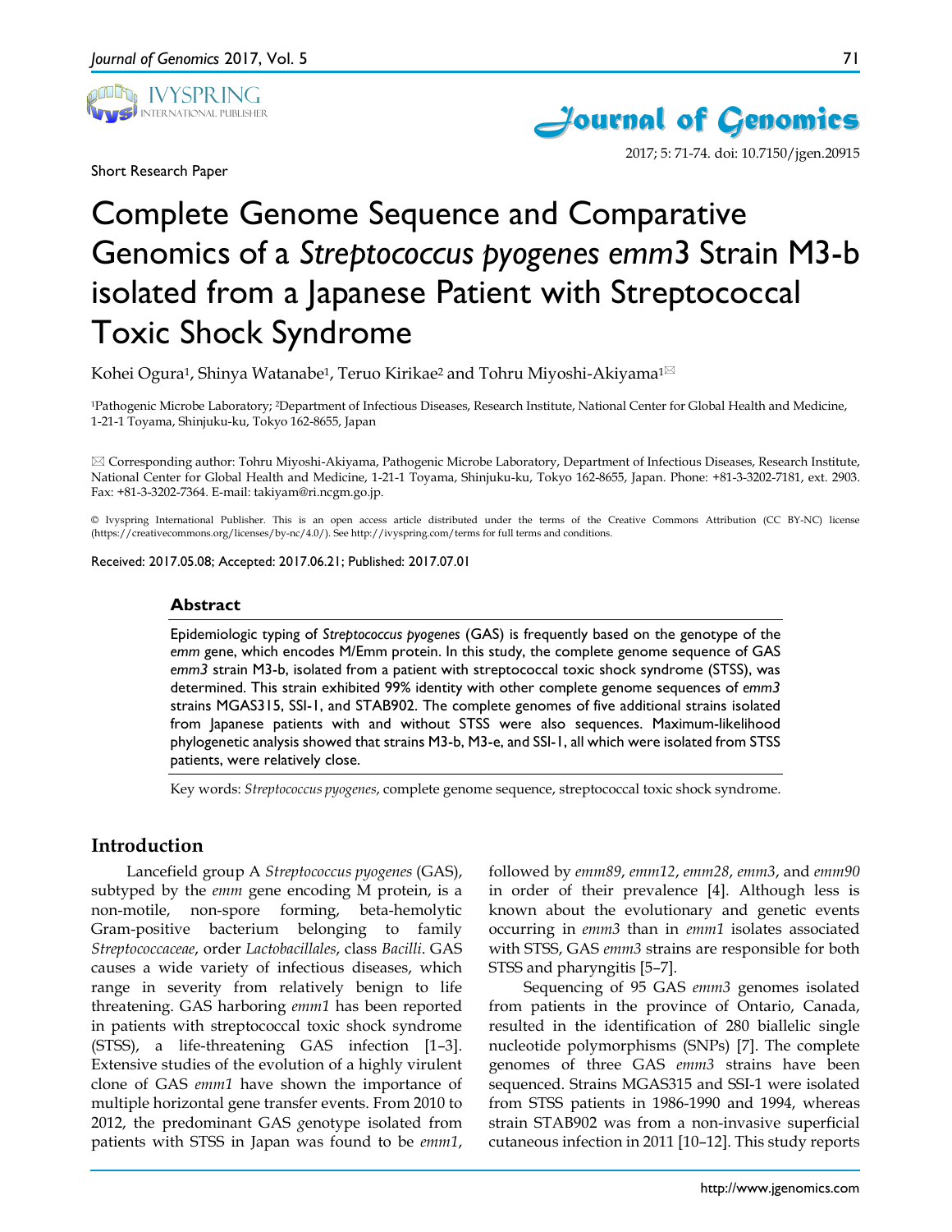Short Research Paper

# Complete Genome Sequence and Comparative Genomics of a *Streptococcus pyogenes emm3* Strain M3-b isolated from a Japanese Patient with Streptococcal Toxic Shock Syndrome

Kohei Ogura[1], Shinya Watanabe[1], Teruo Kirikae[2] and Tohru Miyoshi-Akiyama[1]✉

[1]Pathogenic Microbe Laboratory; [2]Department of Infectious Diseases, Research Institute, National Center for Global Health and Medicine, 1-21-1 Toyama, Shinjuku-ku, Tokyo 162-8655, Japan

✉ Corresponding author: Tohru Miyoshi-Akiyama, Pathogenic Microbe Laboratory, Department of Infectious Diseases, Research Institute, National Center for Global Health and Medicine, 1-21-1 Toyama, Shinjuku-ku, Tokyo 162-8655, Japan. Phone: +81-3-3202-7181, ext. 2903. Fax: +81-3-3202-7364. E-mail: takiyam@ri.ncgm.go.jp.

© Ivyspring International Publisher. This is an open access article distributed under the terms of the Creative Commons Attribution (CC BY-NC) license (https://creativecommons.org/licenses/by-nc/4.0/). See http://ivyspring.com/terms for full terms and conditions.

Received: 2017.05.08; Accepted: 2017.06.21; Published: 2017.07.01

## Abstract

Epidemiologic typing of *Streptococcus pyogenes* (GAS) is frequently based on the genotype of the *emm* gene, which encodes M/Emm protein. In this study, the complete genome sequence of GAS *emm3* strain M3-b, isolated from a patient with streptococcal toxic shock syndrome (STSS), was determined. This strain exhibited 99% identity with other complete genome sequences of *emm3* strains MGAS315, SSI-1, and STAB902. The complete genomes of five additional strains isolated from Japanese patients with and without STSS were also sequences. Maximum-likelihood phylogenetic analysis showed that strains M3-b, M3-e, and SSI-1, all which were isolated from STSS patients, were relatively close.

Key words: *Streptococcus pyogenes*, complete genome sequence, streptococcal toxic shock syndrome.

## Introduction

Lancefield group A *Streptococcus pyogenes* (GAS), subtyped by the *emm* gene encoding M protein, is a non-motile, non-spore forming, beta-hemolytic Gram-positive bacterium belonging to family *Streptococcaceae*, order *Lactobacillales*, class *Bacilli*. GAS causes a wide variety of infectious diseases, which range in severity from relatively benign to life threatening. GAS harboring *emm1* has been reported in patients with streptococcal toxic shock syndrome (STSS), a life-threatening GAS infection [1–3]. Extensive studies of the evolution of a highly virulent clone of GAS *emm1* have shown the importance of multiple horizontal gene transfer events. From 2010 to 2012, the predominant GAS genotype isolated from patients with STSS in Japan was found to be *emm1*, followed by *emm89*, *emm12*, *emm28*, *emm3*, and *emm90* in order of their prevalence [4]. Although less is known about the evolutionary and genetic events occurring in *emm3* than in *emm1* isolates associated with STSS, GAS *emm3* strains are responsible for both STSS and pharyngitis [5–7].

Sequencing of 95 GAS *emm3* genomes isolated from patients in the province of Ontario, Canada, resulted in the identification of 280 biallelic single nucleotide polymorphisms (SNPs) [7]. The complete genomes of three GAS *emm3* strains have been sequenced. Strains MGAS315 and SSI-1 were isolated from STSS patients in 1986-1990 and 1994, whereas strain STAB902 was from a non-invasive superficial cutaneous infection in 2011 [10–12]. This study reports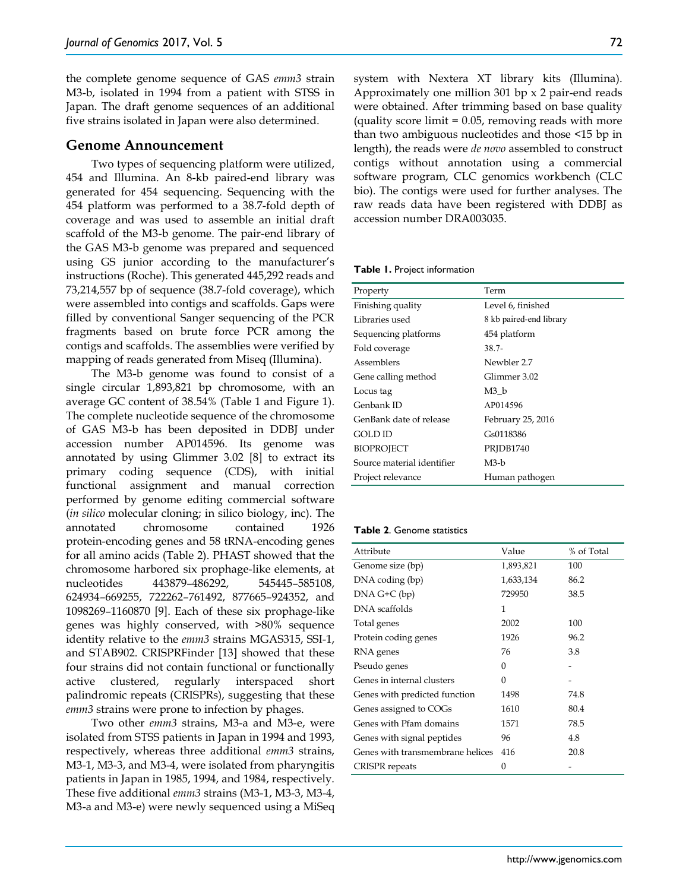the complete genome sequence of GAS *emm3* strain M3-b, isolated in 1994 from a patient with STSS in Japan. The draft genome sequences of an additional five strains isolated in Japan were also determined.

## Genome Announcement

Two types of sequencing platform were utilized, 454 and Illumina. An 8-kb paired-end library was generated for 454 sequencing. Sequencing with the 454 platform was performed to a 38.7-fold depth of coverage and was used to assemble an initial draft scaffold of the M3-b genome. The pair-end library of the GAS M3-b genome was prepared and sequenced using GS junior according to the manufacturer's instructions (Roche). This generated 445,292 reads and 73,214,557 bp of sequence (38.7-fold coverage), which were assembled into contigs and scaffolds. Gaps were filled by conventional Sanger sequencing of the PCR fragments based on brute force PCR among the contigs and scaffolds. The assemblies were verified by mapping of reads generated from Miseq (Illumina).

The M3-b genome was found to consist of a single circular 1,893,821 bp chromosome, with an average GC content of 38.54% (Table 1 and Figure 1). The complete nucleotide sequence of the chromosome of GAS M3-b has been deposited in DDBJ under accession number AP014596. Its genome was annotated by using Glimmer 3.02 [8] to extract its primary coding sequence (CDS), with initial functional assignment and manual correction performed by genome editing commercial software (*in silico* molecular cloning; in silico biology, inc). The annotated chromosome contained 1926 protein-encoding genes and 58 tRNA-encoding genes for all amino acids (Table 2). PHAST showed that the chromosome harbored six prophage-like elements, at nucleotides 443879–486292, 545445–585108, 624934–669255, 722262–761492, 877665–924352, and 1098269–1160870 [9]. Each of these six prophage-like genes was highly conserved, with >80% sequence identity relative to the *emm3* strains MGAS315, SSI-1, and STAB902. CRISPRFinder [13] showed that these four strains did not contain functional or functionally active clustered, regularly interspaced short palindromic repeats (CRISPRs), suggesting that these *emm3* strains were prone to infection by phages.

Two other *emm3* strains, M3-a and M3-e, were isolated from STSS patients in Japan in 1994 and 1993, respectively, whereas three additional *emm3* strains, M3-1, M3-3, and M3-4, were isolated from pharyngitis patients in Japan in 1985, 1994, and 1984, respectively. These five additional *emm3* strains (M3-1, M3-3, M3-4, M3-a and M3-e) were newly sequenced using a MiSeq system with Nextera XT library kits (Illumina). Approximately one million 301 bp x 2 pair-end reads were obtained. After trimming based on base quality (quality score limit = 0.05, removing reads with more than two ambiguous nucleotides and those <15 bp in length), the reads were *de novo* assembled to construct contigs without annotation using a commercial software program, CLC genomics workbench (CLC bio). The contigs were used for further analyses. The raw reads data have been registered with DDBJ as accession number DRA003035.

**Table 1.** Project information

| Property | Term |
|---|---|
| Finishing quality | Level 6, finished |
| Libraries used | 8 kb paired-end library |
| Sequencing platforms | 454 platform |
| Fold coverage | 38.7- |
| Assemblers | Newbler 2.7 |
| Gene calling method | Glimmer 3.02 |
| Locus tag | M3_b |
| Genbank ID | AP014596 |
| GenBank date of release | February 25, 2016 |
| GOLD ID | Gs0118386 |
| BIOPROJECT | PRJDB1740 |
| Source material identifier | M3-b |
| Project relevance | Human pathogen |

**Table 2**. Genome statistics

| Attribute | Value | % of Total |
|---|---|---|
| Genome size (bp) | 1,893,821 | 100 |
| DNA coding (bp) | 1,633,134 | 86.2 |
| DNA G+C (bp) | 729950 | 38.5 |
| DNA scaffolds | 1 | |
| Total genes | 2002 | 100 |
| Protein coding genes | 1926 | 96.2 |
| RNA genes | 76 | 3.8 |
| Pseudo genes | 0 | - |
| Genes in internal clusters | 0 | - |
| Genes with predicted function | 1498 | 74.8 |
| Genes assigned to COGs | 1610 | 80.4 |
| Genes with Pfam domains | 1571 | 78.5 |
| Genes with signal peptides | 96 | 4.8 |
| Genes with transmembrane helices | 416 | 20.8 |
| CRISPR repeats | 0 | - |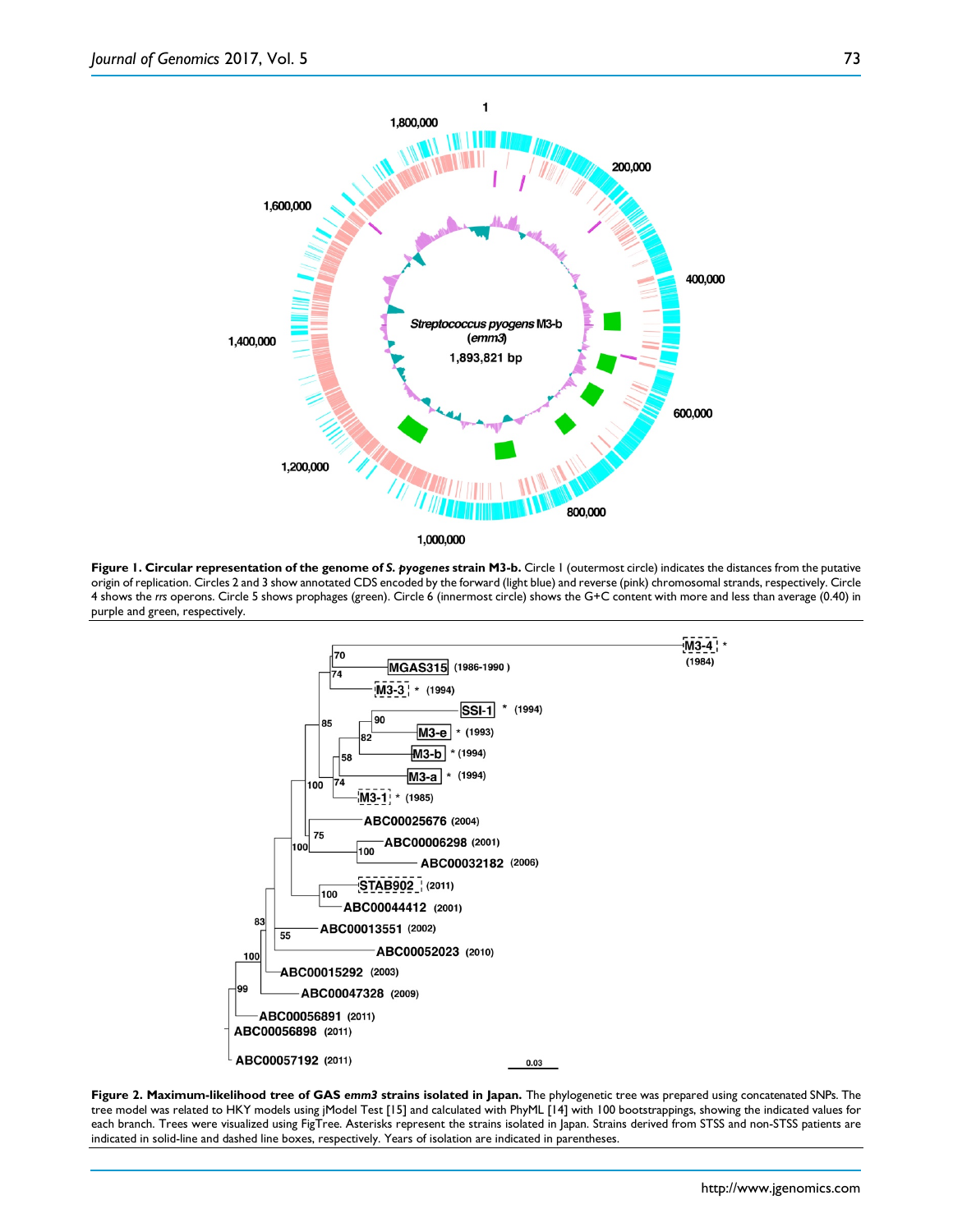**Figure 1. Circular representation of the genome of *S. pyogenes* strain M3-b.** Circle 1 (outermost circle) indicates the distances from the putative origin of replication. Circles 2 and 3 show annotated CDS encoded by the forward (light blue) and reverse (pink) chromosomal strands, respectively. Circle 4 shows the *rrs* operons. Circle 5 shows prophages (green). Circle 6 (innermost circle) shows the G+C content with more and less than average (0.40) in purple and green, respectively.

**Figure 2. Maximum-likelihood tree of GAS *emm3* strains isolated in Japan.** The phylogenetic tree was prepared using concatenated SNPs. The tree model was related to HKY models using jModel Test [15] and calculated with PhyML [14] with 100 bootstrappings, showing the indicated values for each branch. Trees were visualized using FigTree. Asterisks represent the strains isolated in Japan. Strains derived from STSS and non-STSS patients are indicated in solid-line and dashed line boxes, respectively. Years of isolation are indicated in parentheses.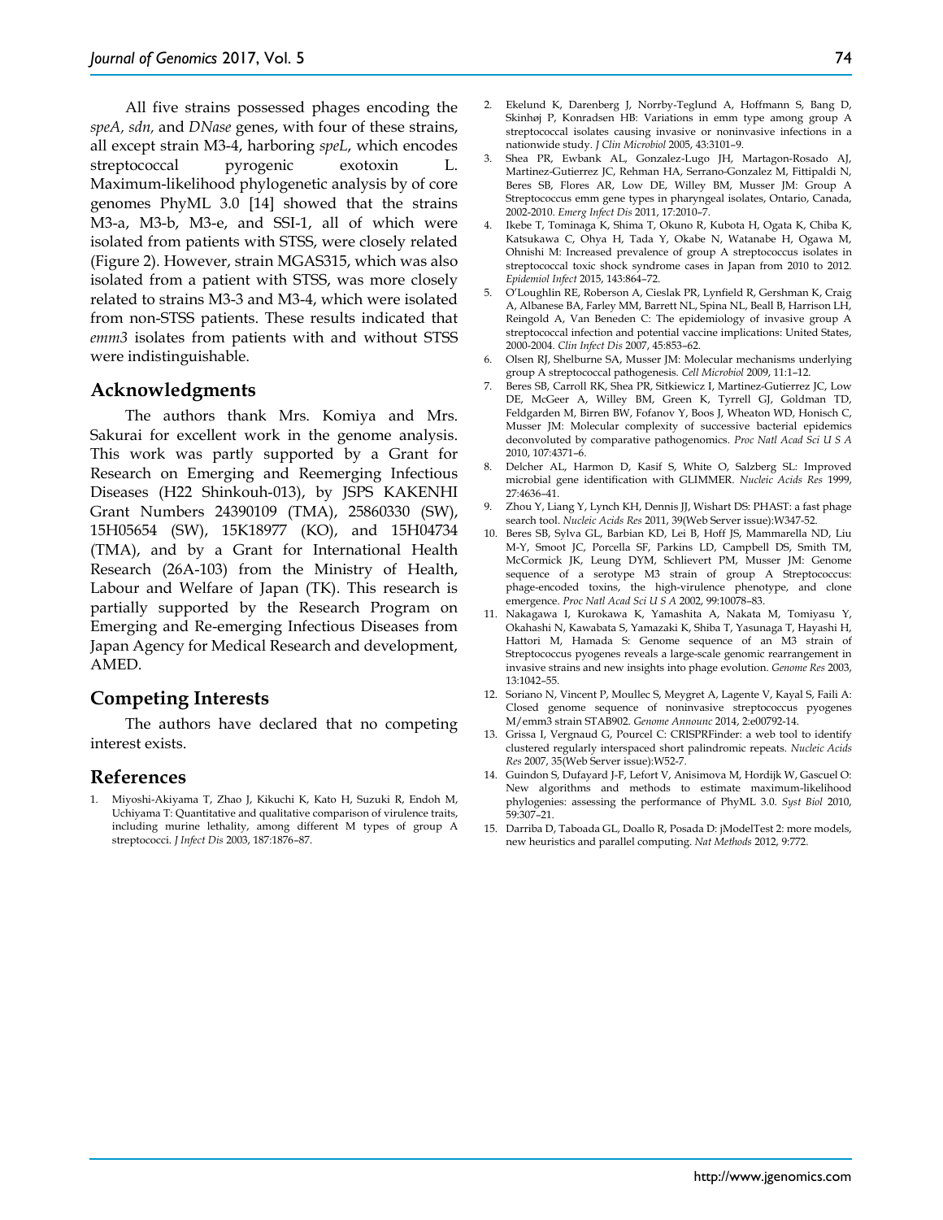All five strains possessed phages encoding the *speA, sdn,* and *DNase* genes, with four of these strains, all except strain M3-4, harboring *speL*, which encodes streptococcal pyrogenic exotoxin L. Maximum-likelihood phylogenetic analysis by of core genomes PhyML 3.0 [14] showed that the strains M3-a, M3-b, M3-e, and SSI-1, all of which were isolated from patients with STSS, were closely related (Figure 2). However, strain MGAS315, which was also isolated from a patient with STSS, was more closely related to strains M3-3 and M3-4, which were isolated from non-STSS patients. These results indicated that *emm3* isolates from patients with and without STSS were indistinguishable.

## Acknowledgments

The authors thank Mrs. Komiya and Mrs. Sakurai for excellent work in the genome analysis. This work was partly supported by a Grant for Research on Emerging and Reemerging Infectious Diseases (H22 Shinkouh-013), by JSPS KAKENHI Grant Numbers 24390109 (TMA), 25860330 (SW), 15H05654 (SW), 15K18977 (KO), and 15H04734 (TMA), and by a Grant for International Health Research (26A-103) from the Ministry of Health, Labour and Welfare of Japan (TK). This research is partially supported by the Research Program on Emerging and Re-emerging Infectious Diseases from Japan Agency for Medical Research and development, AMED.

## Competing Interests

The authors have declared that no competing interest exists.

## References

1. Miyoshi-Akiyama T, Zhao J, Kikuchi K, Kato H, Suzuki R, Endoh M, Uchiyama T: Quantitative and qualitative comparison of virulence traits, including murine lethality, among different M types of group A streptococci. *J Infect Dis* 2003, 187:1876–87.
2. Ekelund K, Darenberg J, Norrby-Teglund A, Hoffmann S, Bang D, Skinhøj P, Konradsen HB: Variations in emm type among group A streptococcal isolates causing invasive or noninvasive infections in a nationwide study. *J Clin Microbiol* 2005, 43:3101–9.
3. Shea PR, Ewbank AL, Gonzalez-Lugo JH, Martagon-Rosado AJ, Martinez-Gutierrez JC, Rehman HA, Serrano-Gonzalez M, Fittipaldi N, Beres SB, Flores AR, Low DE, Willey BM, Musser JM: Group A Streptococcus emm gene types in pharyngeal isolates, Ontario, Canada, 2002-2010. *Emerg Infect Dis* 2011, 17:2010–7.
4. Ikebe T, Tominaga K, Shima T, Okuno R, Kubota H, Ogata K, Chiba K, Katsukawa C, Ohya H, Tada Y, Okabe N, Watanabe H, Ogawa M, Ohnishi M: Increased prevalence of group A streptococcus isolates in streptococcal toxic shock syndrome cases in Japan from 2010 to 2012. *Epidemiol Infect* 2015, 143:864–72.
5. O'Loughlin RE, Roberson A, Cieslak PR, Lynfield R, Gershman K, Craig A, Albanese BA, Farley MM, Barrett NL, Spina NL, Beall B, Harrison LH, Reingold A, Van Beneden C: The epidemiology of invasive group A streptococcal infection and potential vaccine implications: United States, 2000-2004. *Clin Infect Dis* 2007, 45:853–62.
6. Olsen RJ, Shelburne SA, Musser JM: Molecular mechanisms underlying group A streptococcal pathogenesis. *Cell Microbiol* 2009, 11:1–12.
7. Beres SB, Carroll RK, Shea PR, Sitkiewicz I, Martinez-Gutierrez JC, Low DE, McGeer A, Willey BM, Green K, Tyrrell GJ, Goldman TD, Feldgarden M, Birren BW, Fofanov Y, Boos J, Wheaton WD, Honisch C, Musser JM: Molecular complexity of successive bacterial epidemics deconvoluted by comparative pathogenomics. *Proc Natl Acad Sci U S A* 2010, 107:4371–6.
8. Delcher AL, Harmon D, Kasif S, White O, Salzberg SL: Improved microbial gene identification with GLIMMER. *Nucleic Acids Res* 1999, 27:4636–41.
9. Zhou Y, Liang Y, Lynch KH, Dennis JJ, Wishart DS: PHAST: a fast phage search tool. *Nucleic Acids Res* 2011, 39(Web Server issue):W347-52.
10. Beres SB, Sylva GL, Barbian KD, Lei B, Hoff JS, Mammarella ND, Liu M-Y, Smoot JC, Porcella SF, Parkins LD, Campbell DS, Smith TM, McCormick JK, Leung DYM, Schlievert PM, Musser JM: Genome sequence of a serotype M3 strain of group A Streptococcus: phage-encoded toxins, the high-virulence phenotype, and clone emergence. *Proc Natl Acad Sci U S A* 2002, 99:10078–83.
11. Nakagawa I, Kurokawa K, Yamashita A, Nakata M, Tomiyasu Y, Okahashi N, Kawabata S, Yamazaki K, Shiba T, Yasunaga T, Hayashi H, Hattori M, Hamada S: Genome sequence of an M3 strain of Streptococcus pyogenes reveals a large-scale genomic rearrangement in invasive strains and new insights into phage evolution. *Genome Res* 2003, 13:1042–55.
12. Soriano N, Vincent P, Moullec S, Meygret A, Lagente V, Kayal S, Faili A: Closed genome sequence of noninvasive streptococcus pyogenes M/emm3 strain STAB902. *Genome Announc* 2014, 2:e00792-14.
13. Grissa I, Vergnaud G, Pourcel C: CRISPRFinder: a web tool to identify clustered regularly interspaced short palindromic repeats. *Nucleic Acids Res* 2007, 35(Web Server issue):W52-7.
14. Guindon S, Dufayard J-F, Lefort V, Anisimova M, Hordijk W, Gascuel O: New algorithms and methods to estimate maximum-likelihood phylogenies: assessing the performance of PhyML 3.0. *Syst Biol* 2010, 59:307–21.
15. Darriba D, Taboada GL, Doallo R, Posada D: jModelTest 2: more models, new heuristics and parallel computing. *Nat Methods* 2012, 9:772.